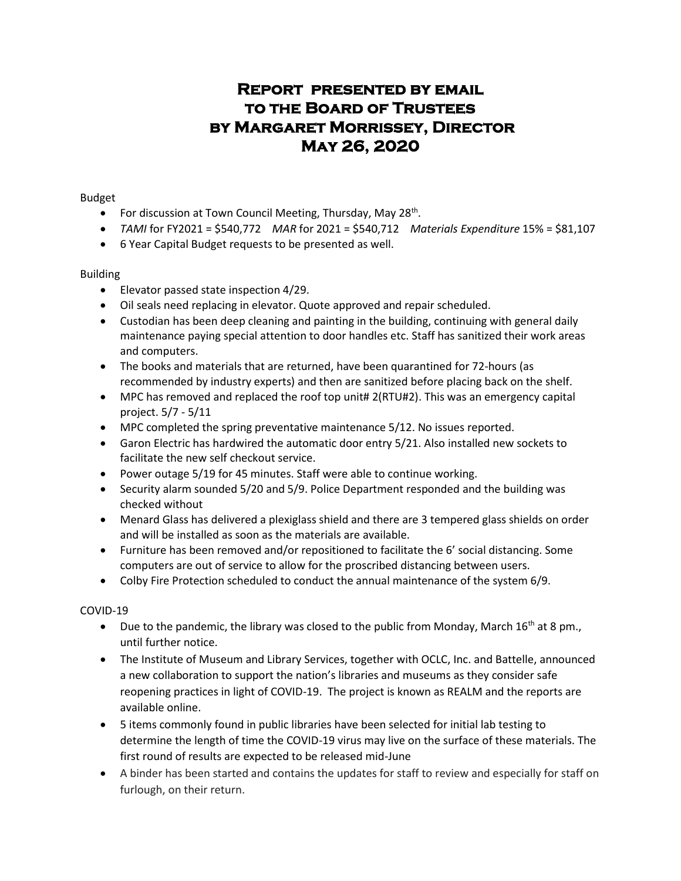# Report presented by email to the Board of Trustees by Margaret Morrissey, Director May 26, 2020

Budget

- For discussion at Town Council Meeting, Thursday, May 28th.
- *TAMI* for FY2021 = $540,772 *MAR* for 2021 = $540,712 *Materials Expenditure* 15% = $81,107
- 6 Year Capital Budget requests to be presented as well.

Building

- Elevator passed state inspection 4/29.
- Oil seals need replacing in elevator. Quote approved and repair scheduled.
- Custodian has been deep cleaning and painting in the building, continuing with general daily maintenance paying special attention to door handles etc. Staff has sanitized their work areas and computers.
- The books and materials that are returned, have been quarantined for 72-hours (as recommended by industry experts) and then are sanitized before placing back on the shelf.
- MPC has removed and replaced the roof top unit# 2(RTU#2). This was an emergency capital project. 5/7 - 5/11
- MPC completed the spring preventative maintenance 5/12. No issues reported.
- Garon Electric has hardwired the automatic door entry 5/21. Also installed new sockets to facilitate the new self checkout service.
- Power outage 5/19 for 45 minutes. Staff were able to continue working.
- Security alarm sounded 5/20 and 5/9. Police Department responded and the building was checked without
- Menard Glass has delivered a plexiglass shield and there are 3 tempered glass shields on order and will be installed as soon as the materials are available.
- Furniture has been removed and/or repositioned to facilitate the 6' social distancing. Some computers are out of service to allow for the proscribed distancing between users.
- Colby Fire Protection scheduled to conduct the annual maintenance of the system 6/9.

COVID-19

- Due to the pandemic, the library was closed to the public from Monday, March 16th at 8 pm., until further notice.
- The Institute of Museum and Library Services, together with OCLC, Inc. and Battelle, announced a new collaboration to support the nation's libraries and museums as they consider safe reopening practices in light of COVID-19. The project is known as REALM and the reports are available online.
- 5 items commonly found in public libraries have been selected for initial lab testing to determine the length of time the COVID-19 virus may live on the surface of these materials. The first round of results are expected to be released mid-June
- A binder has been started and contains the updates for staff to review and especially for staff on furlough, on their return.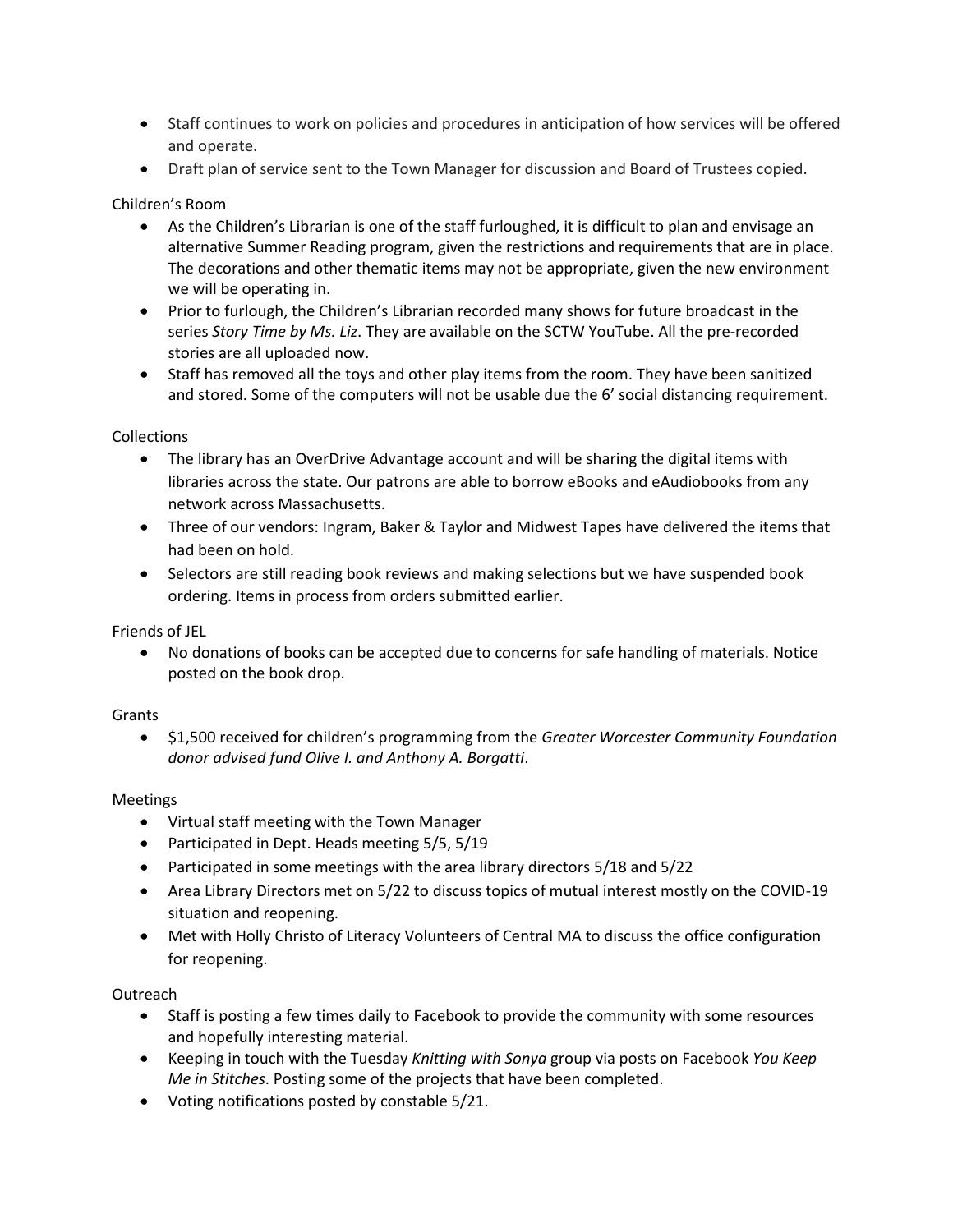- Staff continues to work on policies and procedures in anticipation of how services will be offered and operate.
- Draft plan of service sent to the Town Manager for discussion and Board of Trustees copied.

Children's Room

- As the Children's Librarian is one of the staff furloughed, it is difficult to plan and envisage an alternative Summer Reading program, given the restrictions and requirements that are in place. The decorations and other thematic items may not be appropriate, given the new environment we will be operating in.
- Prior to furlough, the Children's Librarian recorded many shows for future broadcast in the series *Story Time by Ms. Liz*. They are available on the SCTW YouTube. All the pre-recorded stories are all uploaded now.
- Staff has removed all the toys and other play items from the room. They have been sanitized and stored. Some of the computers will not be usable due the 6' social distancing requirement.

Collections

- The library has an OverDrive Advantage account and will be sharing the digital items with libraries across the state. Our patrons are able to borrow eBooks and eAudiobooks from any network across Massachusetts.
- Three of our vendors: Ingram, Baker & Taylor and Midwest Tapes have delivered the items that had been on hold.
- Selectors are still reading book reviews and making selections but we have suspended book ordering. Items in process from orders submitted earlier.

Friends of JEL

- No donations of books can be accepted due to concerns for safe handling of materials. Notice posted on the book drop.

Grants

- $1,500 received for children's programming from the *Greater Worcester Community Foundation donor advised fund Olive I. and Anthony A. Borgatti*.

Meetings

- Virtual staff meeting with the Town Manager
- Participated in Dept. Heads meeting 5/5, 5/19
- Participated in some meetings with the area library directors 5/18 and 5/22
- Area Library Directors met on 5/22 to discuss topics of mutual interest mostly on the COVID-19 situation and reopening.
- Met with Holly Christo of Literacy Volunteers of Central MA to discuss the office configuration for reopening.

Outreach

- Staff is posting a few times daily to Facebook to provide the community with some resources and hopefully interesting material.
- Keeping in touch with the Tuesday *Knitting with Sonya* group via posts on Facebook *You Keep Me in Stitches*. Posting some of the projects that have been completed.
- Voting notifications posted by constable 5/21.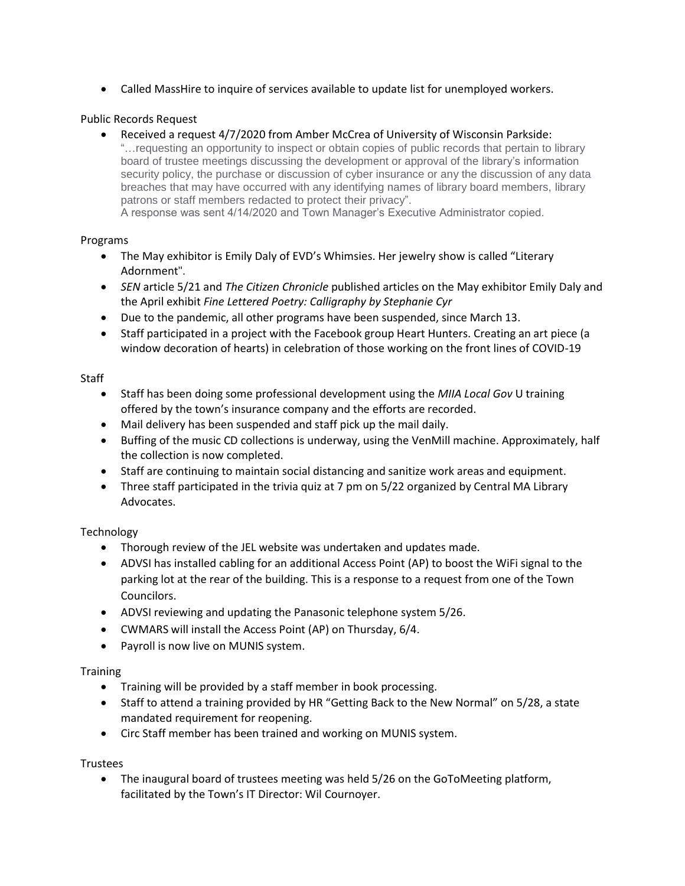- Called MassHire to inquire of services available to update list for unemployed workers.

Public Records Request

- Received a request 4/7/2020 from Amber McCrea of University of Wisconsin Parkside: "…requesting an opportunity to inspect or obtain copies of public records that pertain to library board of trustee meetings discussing the development or approval of the library's information security policy, the purchase or discussion of cyber insurance or any the discussion of any data breaches that may have occurred with any identifying names of library board members, library patrons or staff members redacted to protect their privacy".
  A response was sent 4/14/2020 and Town Manager's Executive Administrator copied.

Programs

- The May exhibitor is Emily Daly of EVD's Whimsies. Her jewelry show is called "Literary Adornment".
- *SEN* article 5/21 and *The Citizen Chronicle* published articles on the May exhibitor Emily Daly and the April exhibit *Fine Lettered Poetry: Calligraphy by Stephanie Cyr*
- Due to the pandemic, all other programs have been suspended, since March 13.
- Staff participated in a project with the Facebook group Heart Hunters. Creating an art piece (a window decoration of hearts) in celebration of those working on the front lines of COVID-19

Staff

- Staff has been doing some professional development using the *MIIA Local Gov* U training offered by the town's insurance company and the efforts are recorded.
- Mail delivery has been suspended and staff pick up the mail daily.
- Buffing of the music CD collections is underway, using the VenMill machine. Approximately, half the collection is now completed.
- Staff are continuing to maintain social distancing and sanitize work areas and equipment.
- Three staff participated in the trivia quiz at 7 pm on 5/22 organized by Central MA Library Advocates.

Technology

- Thorough review of the JEL website was undertaken and updates made.
- ADVSI has installed cabling for an additional Access Point (AP) to boost the WiFi signal to the parking lot at the rear of the building. This is a response to a request from one of the Town Councilors.
- ADVSI reviewing and updating the Panasonic telephone system 5/26.
- CWMARS will install the Access Point (AP) on Thursday, 6/4.
- Payroll is now live on MUNIS system.

Training

- Training will be provided by a staff member in book processing.
- Staff to attend a training provided by HR "Getting Back to the New Normal" on 5/28, a state mandated requirement for reopening.
- Circ Staff member has been trained and working on MUNIS system.

Trustees

- The inaugural board of trustees meeting was held 5/26 on the GoToMeeting platform, facilitated by the Town's IT Director: Wil Cournoyer.